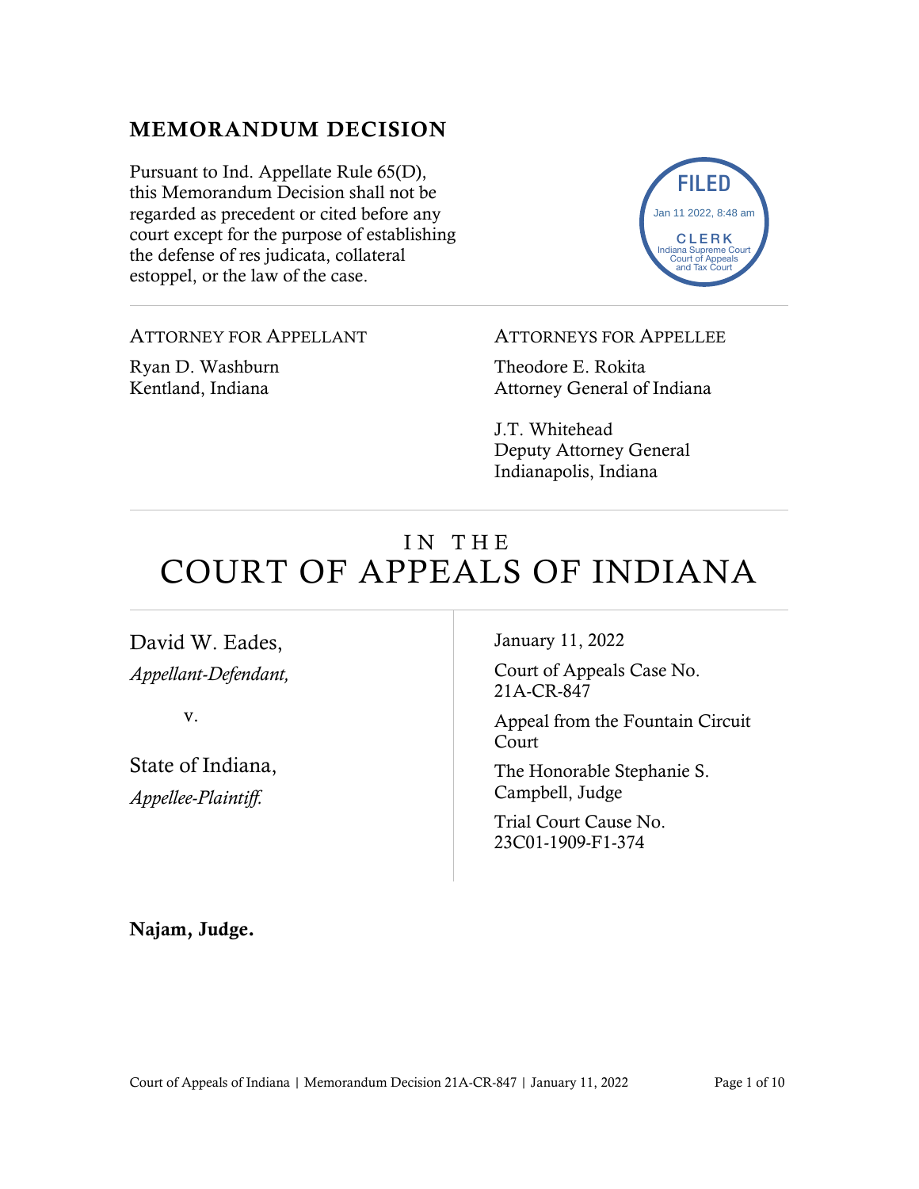## MEMORANDUM DECISION

Pursuant to Ind. Appellate Rule 65(D), this Memorandum Decision shall not be regarded as precedent or cited before any court except for the purpose of establishing the defense of res judicata, collateral estoppel, or the law of the case.

FILED
Jan 11 2022, 8:48 am
CLERK
Indiana Supreme Court
Court of Appeals
and Tax Court

ATTORNEY FOR APPELLANT

Ryan D. Washburn
Kentland, Indiana

ATTORNEYS FOR APPELLEE

Theodore E. Rokita
Attorney General of Indiana

J.T. Whitehead
Deputy Attorney General
Indianapolis, Indiana

# IN THE COURT OF APPEALS OF INDIANA

David W. Eades,
*Appellant-Defendant,*

v.

State of Indiana,
*Appellee-Plaintiff.*

January 11, 2022

Court of Appeals Case No. 21A-CR-847

Appeal from the Fountain Circuit Court

The Honorable Stephanie S. Campbell, Judge

Trial Court Cause No. 23C01-1909-F1-374

**Najam, Judge.**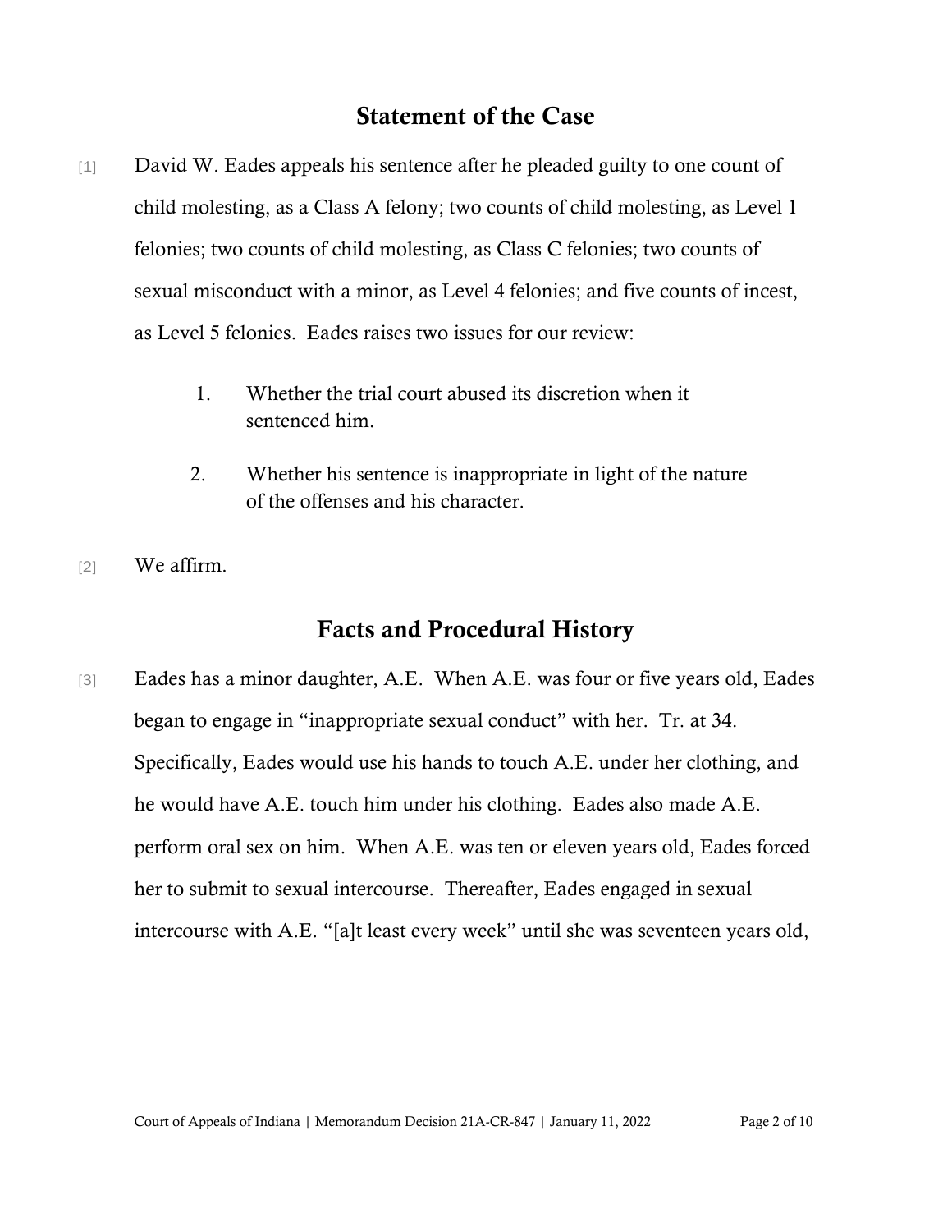## Statement of the Case

[1] David W. Eades appeals his sentence after he pleaded guilty to one count of child molesting, as a Class A felony; two counts of child molesting, as Level 1 felonies; two counts of child molesting, as Class C felonies; two counts of sexual misconduct with a minor, as Level 4 felonies; and five counts of incest, as Level 5 felonies. Eades raises two issues for our review:

1. Whether the trial court abused its discretion when it sentenced him.
2. Whether his sentence is inappropriate in light of the nature of the offenses and his character.

[2] We affirm.

## Facts and Procedural History

[3] Eades has a minor daughter, A.E. When A.E. was four or five years old, Eades began to engage in "inappropriate sexual conduct" with her. Tr. at 34. Specifically, Eades would use his hands to touch A.E. under her clothing, and he would have A.E. touch him under his clothing. Eades also made A.E. perform oral sex on him. When A.E. was ten or eleven years old, Eades forced her to submit to sexual intercourse. Thereafter, Eades engaged in sexual intercourse with A.E. "[a]t least every week" until she was seventeen years old,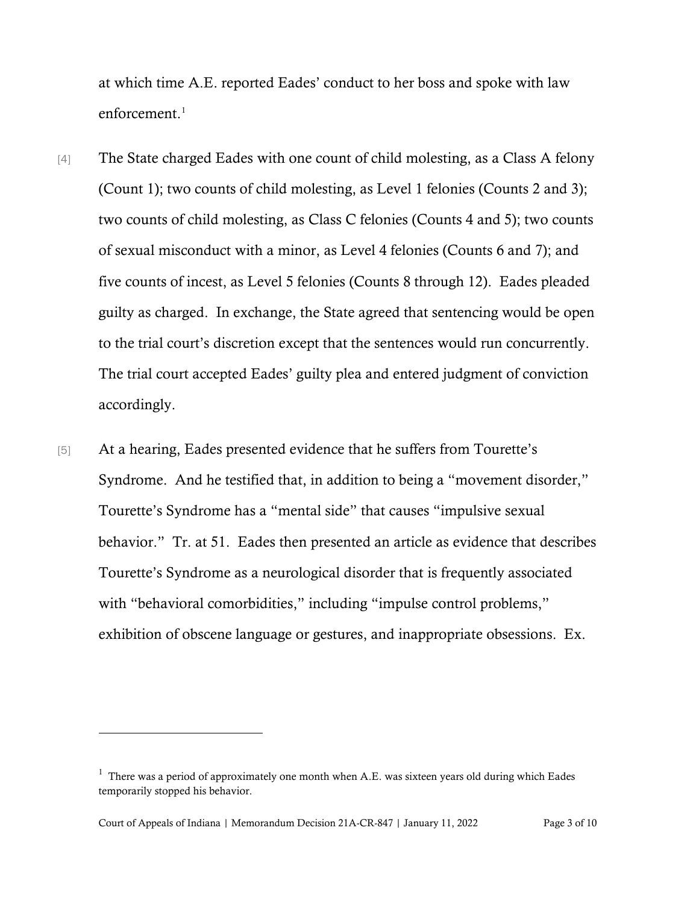at which time A.E. reported Eades' conduct to her boss and spoke with law enforcement.[1]

[4] The State charged Eades with one count of child molesting, as a Class A felony (Count 1); two counts of child molesting, as Level 1 felonies (Counts 2 and 3); two counts of child molesting, as Class C felonies (Counts 4 and 5); two counts of sexual misconduct with a minor, as Level 4 felonies (Counts 6 and 7); and five counts of incest, as Level 5 felonies (Counts 8 through 12). Eades pleaded guilty as charged. In exchange, the State agreed that sentencing would be open to the trial court's discretion except that the sentences would run concurrently. The trial court accepted Eades' guilty plea and entered judgment of conviction accordingly.

[5] At a hearing, Eades presented evidence that he suffers from Tourette's Syndrome. And he testified that, in addition to being a "movement disorder," Tourette's Syndrome has a "mental side" that causes "impulsive sexual behavior." Tr. at 51. Eades then presented an article as evidence that describes Tourette's Syndrome as a neurological disorder that is frequently associated with "behavioral comorbidities," including "impulse control problems," exhibition of obscene language or gestures, and inappropriate obsessions. Ex.

---

[1] There was a period of approximately one month when A.E. was sixteen years old during which Eades temporarily stopped his behavior.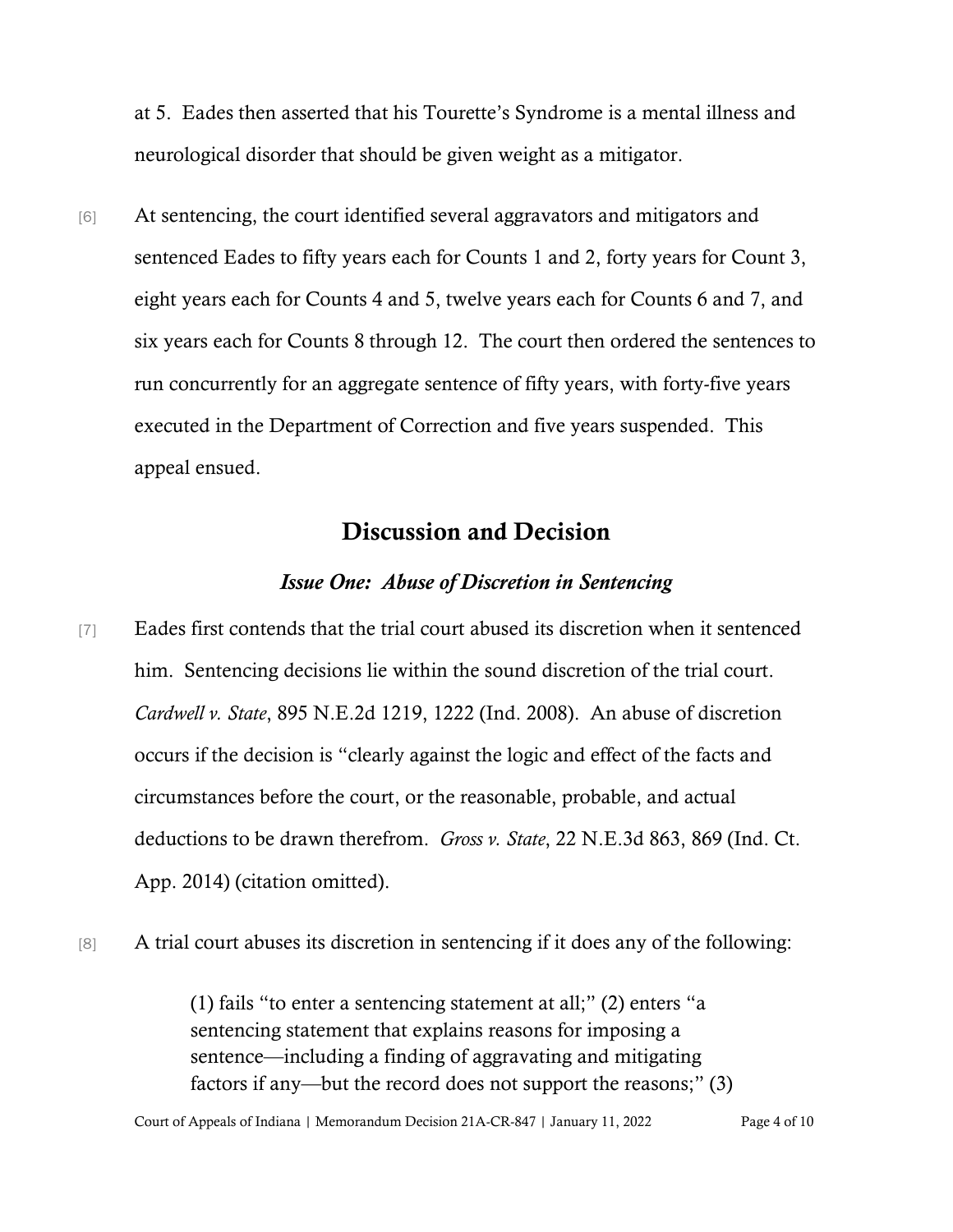at 5. Eades then asserted that his Tourette's Syndrome is a mental illness and neurological disorder that should be given weight as a mitigator.

[6] At sentencing, the court identified several aggravators and mitigators and sentenced Eades to fifty years each for Counts 1 and 2, forty years for Count 3, eight years each for Counts 4 and 5, twelve years each for Counts 6 and 7, and six years each for Counts 8 through 12. The court then ordered the sentences to run concurrently for an aggregate sentence of fifty years, with forty-five years executed in the Department of Correction and five years suspended. This appeal ensued.

## Discussion and Decision

### *Issue One: Abuse of Discretion in Sentencing*

[7] Eades first contends that the trial court abused its discretion when it sentenced him. Sentencing decisions lie within the sound discretion of the trial court. *Cardwell v. State*, 895 N.E.2d 1219, 1222 (Ind. 2008). An abuse of discretion occurs if the decision is "clearly against the logic and effect of the facts and circumstances before the court, or the reasonable, probable, and actual deductions to be drawn therefrom. *Gross v. State*, 22 N.E.3d 863, 869 (Ind. Ct. App. 2014) (citation omitted).

[8] A trial court abuses its discretion in sentencing if it does any of the following:

> (1) fails "to enter a sentencing statement at all;" (2) enters "a sentencing statement that explains reasons for imposing a sentence—including a finding of aggravating and mitigating factors if any—but the record does not support the reasons;" (3)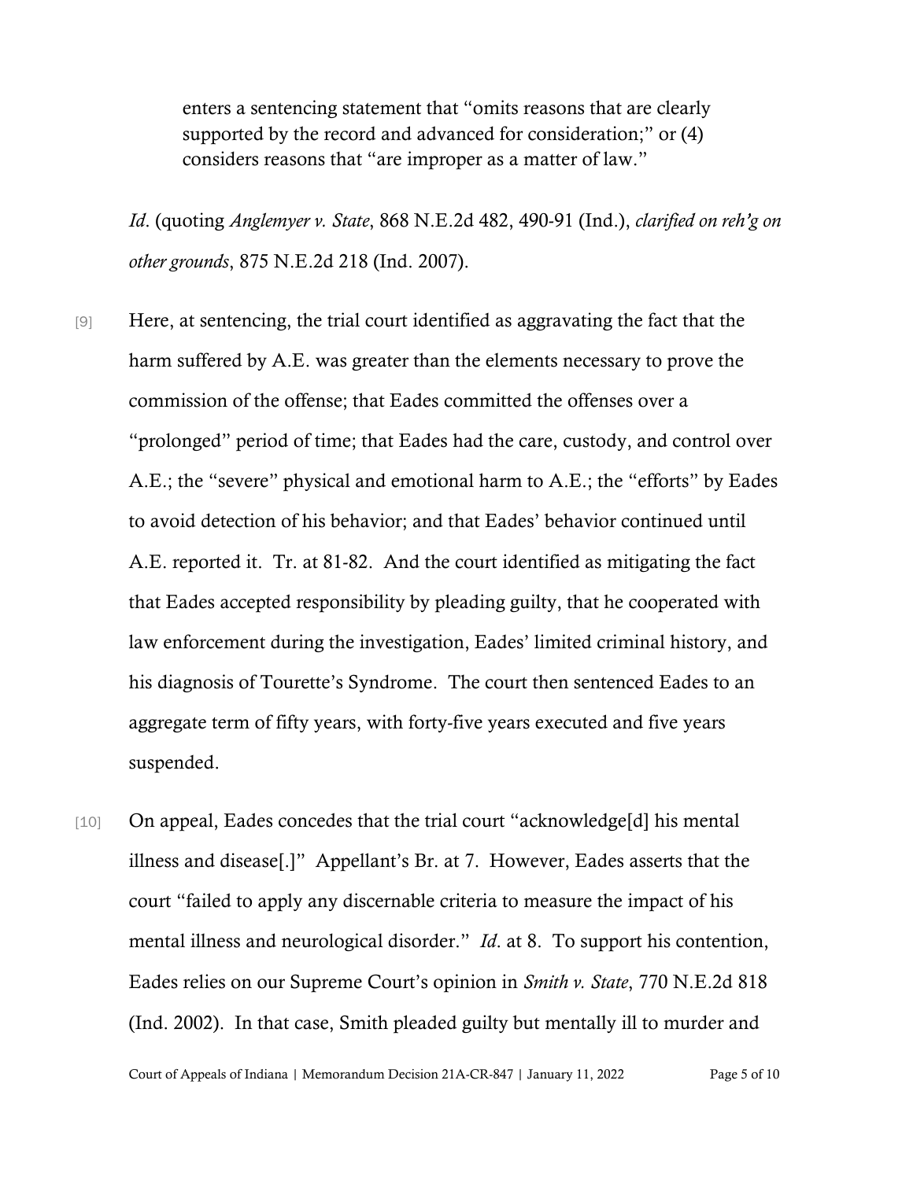> enters a sentencing statement that "omits reasons that are clearly supported by the record and advanced for consideration;" or (4) considers reasons that "are improper as a matter of law."

*Id*. (quoting *Anglemyer v. State*, 868 N.E.2d 482, 490-91 (Ind.), *clarified on reh'g on other grounds*, 875 N.E.2d 218 (Ind. 2007).

[9] Here, at sentencing, the trial court identified as aggravating the fact that the harm suffered by A.E. was greater than the elements necessary to prove the commission of the offense; that Eades committed the offenses over a "prolonged" period of time; that Eades had the care, custody, and control over A.E.; the "severe" physical and emotional harm to A.E.; the "efforts" by Eades to avoid detection of his behavior; and that Eades' behavior continued until A.E. reported it. Tr. at 81-82. And the court identified as mitigating the fact that Eades accepted responsibility by pleading guilty, that he cooperated with law enforcement during the investigation, Eades' limited criminal history, and his diagnosis of Tourette's Syndrome. The court then sentenced Eades to an aggregate term of fifty years, with forty-five years executed and five years suspended.

[10] On appeal, Eades concedes that the trial court "acknowledge[d] his mental illness and disease[.]" Appellant's Br. at 7. However, Eades asserts that the court "failed to apply any discernable criteria to measure the impact of his mental illness and neurological disorder." *Id*. at 8. To support his contention, Eades relies on our Supreme Court's opinion in *Smith v. State*, 770 N.E.2d 818 (Ind. 2002). In that case, Smith pleaded guilty but mentally ill to murder and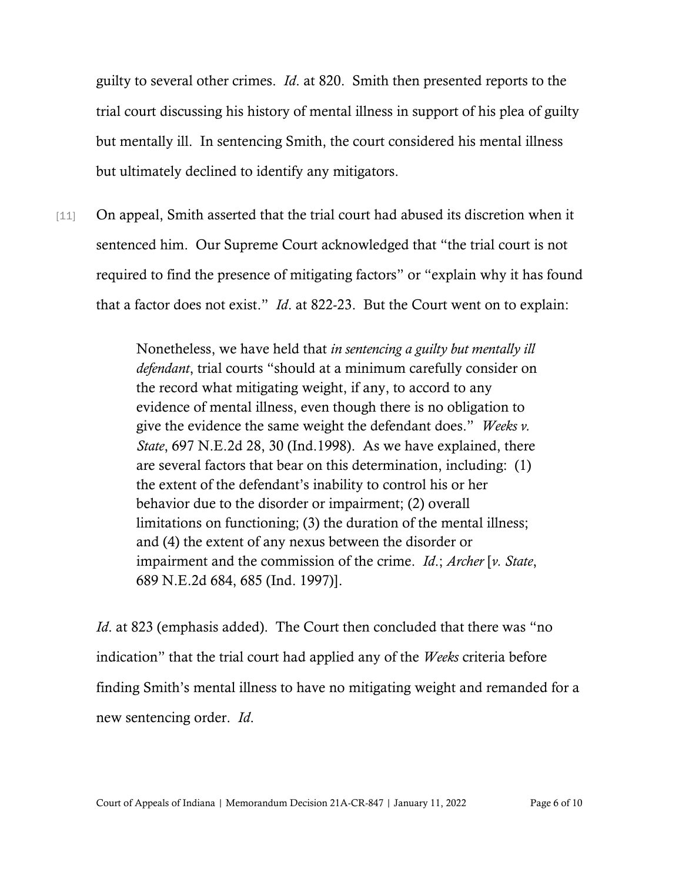guilty to several other crimes. *Id*. at 820. Smith then presented reports to the trial court discussing his history of mental illness in support of his plea of guilty but mentally ill. In sentencing Smith, the court considered his mental illness but ultimately declined to identify any mitigators.

[11] On appeal, Smith asserted that the trial court had abused its discretion when it sentenced him. Our Supreme Court acknowledged that "the trial court is not required to find the presence of mitigating factors" or "explain why it has found that a factor does not exist." *Id*. at 822-23. But the Court went on to explain:

> Nonetheless, we have held that *in sentencing a guilty but mentally ill defendant*, trial courts "should at a minimum carefully consider on the record what mitigating weight, if any, to accord to any evidence of mental illness, even though there is no obligation to give the evidence the same weight the defendant does." *Weeks v. State*, 697 N.E.2d 28, 30 (Ind.1998). As we have explained, there are several factors that bear on this determination, including: (1) the extent of the defendant's inability to control his or her behavior due to the disorder or impairment; (2) overall limitations on functioning; (3) the duration of the mental illness; and (4) the extent of any nexus between the disorder or impairment and the commission of the crime. *Id*.; *Archer* [*v. State*, 689 N.E.2d 684, 685 (Ind. 1997)].

*Id*. at 823 (emphasis added). The Court then concluded that there was "no indication" that the trial court had applied any of the *Weeks* criteria before finding Smith's mental illness to have no mitigating weight and remanded for a new sentencing order. *Id*.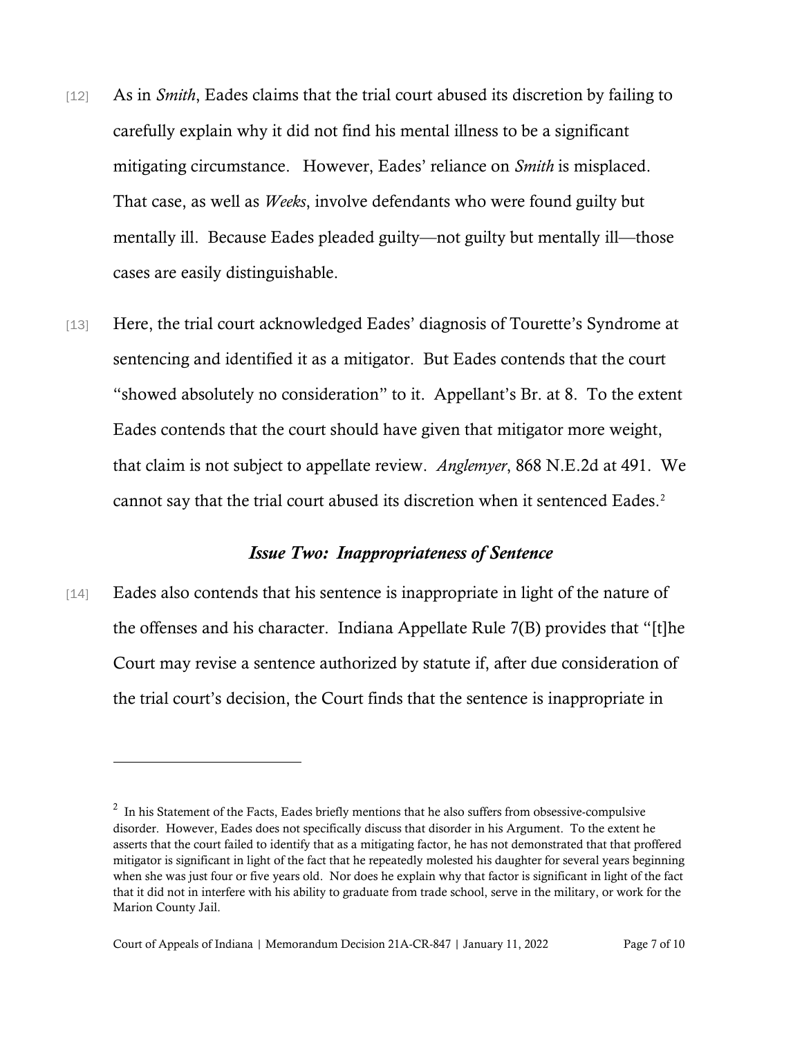[12] As in *Smith*, Eades claims that the trial court abused its discretion by failing to carefully explain why it did not find his mental illness to be a significant mitigating circumstance. However, Eades' reliance on *Smith* is misplaced. That case, as well as *Weeks*, involve defendants who were found guilty but mentally ill. Because Eades pleaded guilty—not guilty but mentally ill—those cases are easily distinguishable.

[13] Here, the trial court acknowledged Eades' diagnosis of Tourette's Syndrome at sentencing and identified it as a mitigator. But Eades contends that the court "showed absolutely no consideration" to it. Appellant's Br. at 8. To the extent Eades contends that the court should have given that mitigator more weight, that claim is not subject to appellate review. *Anglemyer*, 868 N.E.2d at 491. We cannot say that the trial court abused its discretion when it sentenced Eades.[2]

### *Issue Two: Inappropriateness of Sentence*

[14] Eades also contends that his sentence is inappropriate in light of the nature of the offenses and his character. Indiana Appellate Rule 7(B) provides that "[t]he Court may revise a sentence authorized by statute if, after due consideration of the trial court's decision, the Court finds that the sentence is inappropriate in

---

[2] In his Statement of the Facts, Eades briefly mentions that he also suffers from obsessive-compulsive disorder. However, Eades does not specifically discuss that disorder in his Argument. To the extent he asserts that the court failed to identify that as a mitigating factor, he has not demonstrated that that proffered mitigator is significant in light of the fact that he repeatedly molested his daughter for several years beginning when she was just four or five years old. Nor does he explain why that factor is significant in light of the fact that it did not in interfere with his ability to graduate from trade school, serve in the military, or work for the Marion County Jail.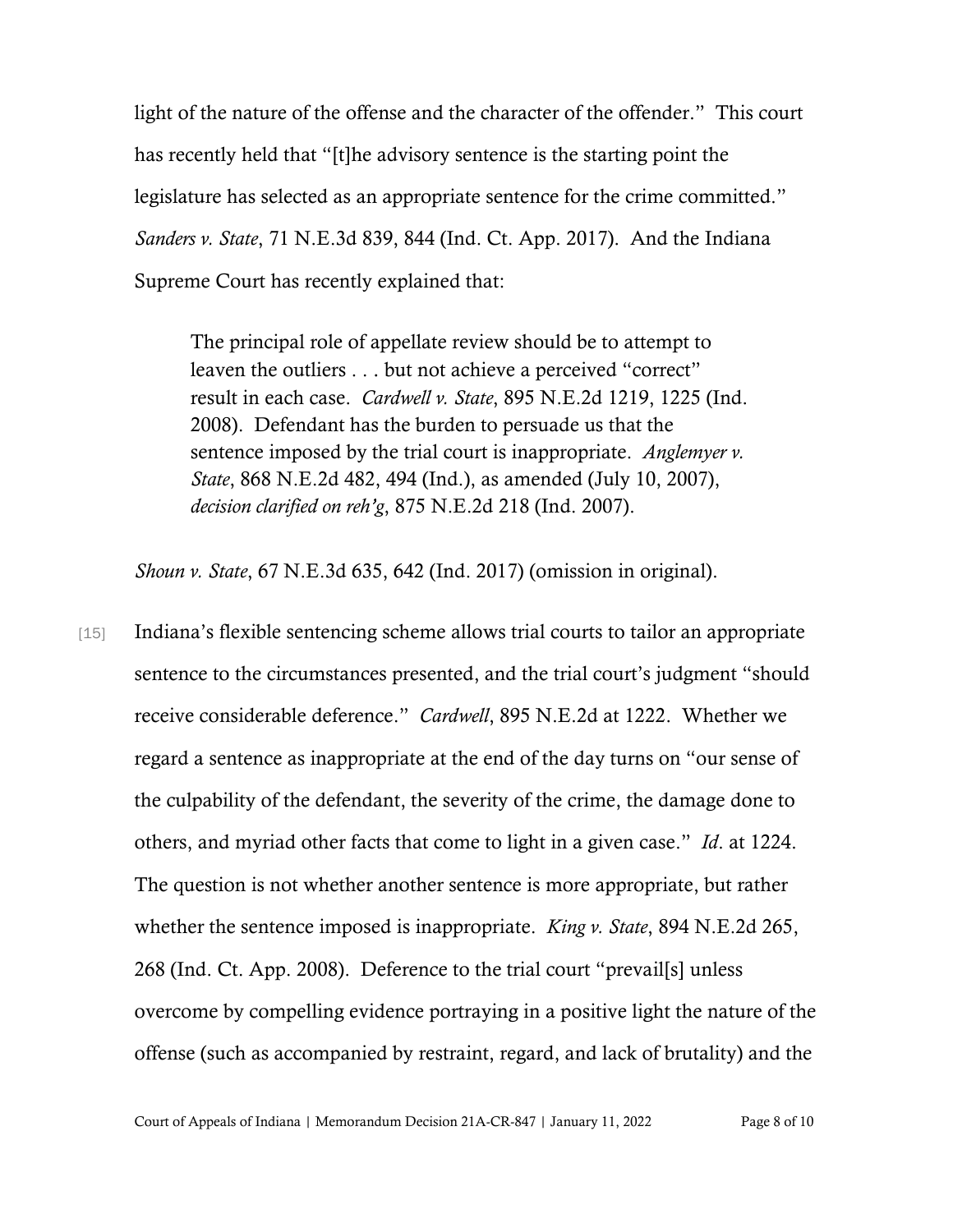light of the nature of the offense and the character of the offender." This court has recently held that "[t]he advisory sentence is the starting point the legislature has selected as an appropriate sentence for the crime committed." *Sanders v. State*, 71 N.E.3d 839, 844 (Ind. Ct. App. 2017). And the Indiana Supreme Court has recently explained that:

> The principal role of appellate review should be to attempt to leaven the outliers . . . but not achieve a perceived "correct" result in each case. *Cardwell v. State*, 895 N.E.2d 1219, 1225 (Ind. 2008). Defendant has the burden to persuade us that the sentence imposed by the trial court is inappropriate. *Anglemyer v. State*, 868 N.E.2d 482, 494 (Ind.), as amended (July 10, 2007), *decision clarified on reh'g*, 875 N.E.2d 218 (Ind. 2007).

*Shoun v. State*, 67 N.E.3d 635, 642 (Ind. 2017) (omission in original).

[15] Indiana's flexible sentencing scheme allows trial courts to tailor an appropriate sentence to the circumstances presented, and the trial court's judgment "should receive considerable deference." *Cardwell*, 895 N.E.2d at 1222. Whether we regard a sentence as inappropriate at the end of the day turns on "our sense of the culpability of the defendant, the severity of the crime, the damage done to others, and myriad other facts that come to light in a given case." *Id*. at 1224. The question is not whether another sentence is more appropriate, but rather whether the sentence imposed is inappropriate. *King v. State*, 894 N.E.2d 265, 268 (Ind. Ct. App. 2008). Deference to the trial court "prevail[s] unless overcome by compelling evidence portraying in a positive light the nature of the offense (such as accompanied by restraint, regard, and lack of brutality) and the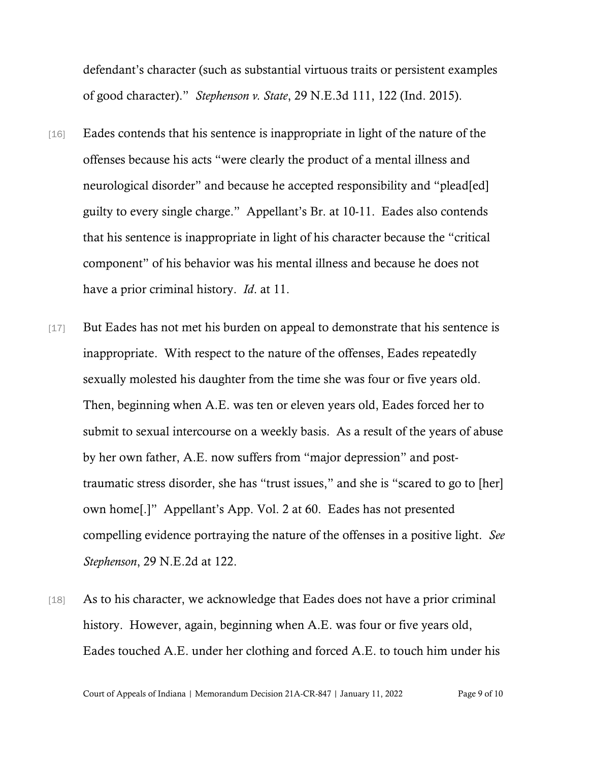defendant's character (such as substantial virtuous traits or persistent examples of good character)." *Stephenson v. State*, 29 N.E.3d 111, 122 (Ind. 2015).

[16] Eades contends that his sentence is inappropriate in light of the nature of the offenses because his acts "were clearly the product of a mental illness and neurological disorder" and because he accepted responsibility and "plead[ed] guilty to every single charge." Appellant's Br. at 10-11. Eades also contends that his sentence is inappropriate in light of his character because the "critical component" of his behavior was his mental illness and because he does not have a prior criminal history. *Id*. at 11.

[17] But Eades has not met his burden on appeal to demonstrate that his sentence is inappropriate. With respect to the nature of the offenses, Eades repeatedly sexually molested his daughter from the time she was four or five years old. Then, beginning when A.E. was ten or eleven years old, Eades forced her to submit to sexual intercourse on a weekly basis. As a result of the years of abuse by her own father, A.E. now suffers from "major depression" and post-traumatic stress disorder, she has "trust issues," and she is "scared to go to [her] own home[.]" Appellant's App. Vol. 2 at 60. Eades has not presented compelling evidence portraying the nature of the offenses in a positive light. *See Stephenson*, 29 N.E.2d at 122.

[18] As to his character, we acknowledge that Eades does not have a prior criminal history. However, again, beginning when A.E. was four or five years old, Eades touched A.E. under her clothing and forced A.E. to touch him under his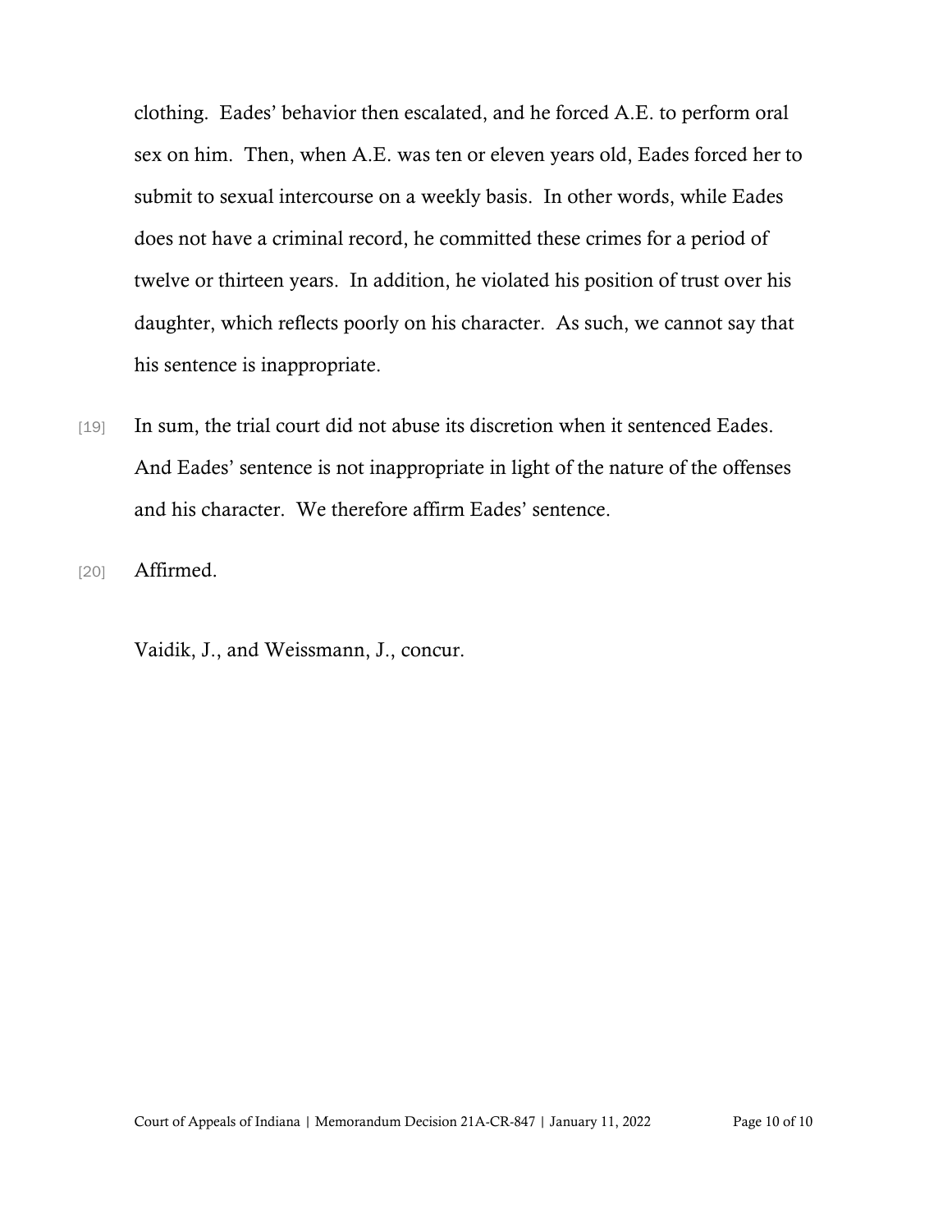clothing. Eades' behavior then escalated, and he forced A.E. to perform oral sex on him. Then, when A.E. was ten or eleven years old, Eades forced her to submit to sexual intercourse on a weekly basis. In other words, while Eades does not have a criminal record, he committed these crimes for a period of twelve or thirteen years. In addition, he violated his position of trust over his daughter, which reflects poorly on his character. As such, we cannot say that his sentence is inappropriate.

[19] In sum, the trial court did not abuse its discretion when it sentenced Eades. And Eades' sentence is not inappropriate in light of the nature of the offenses and his character. We therefore affirm Eades' sentence.

[20] Affirmed.

Vaidik, J., and Weissmann, J., concur.